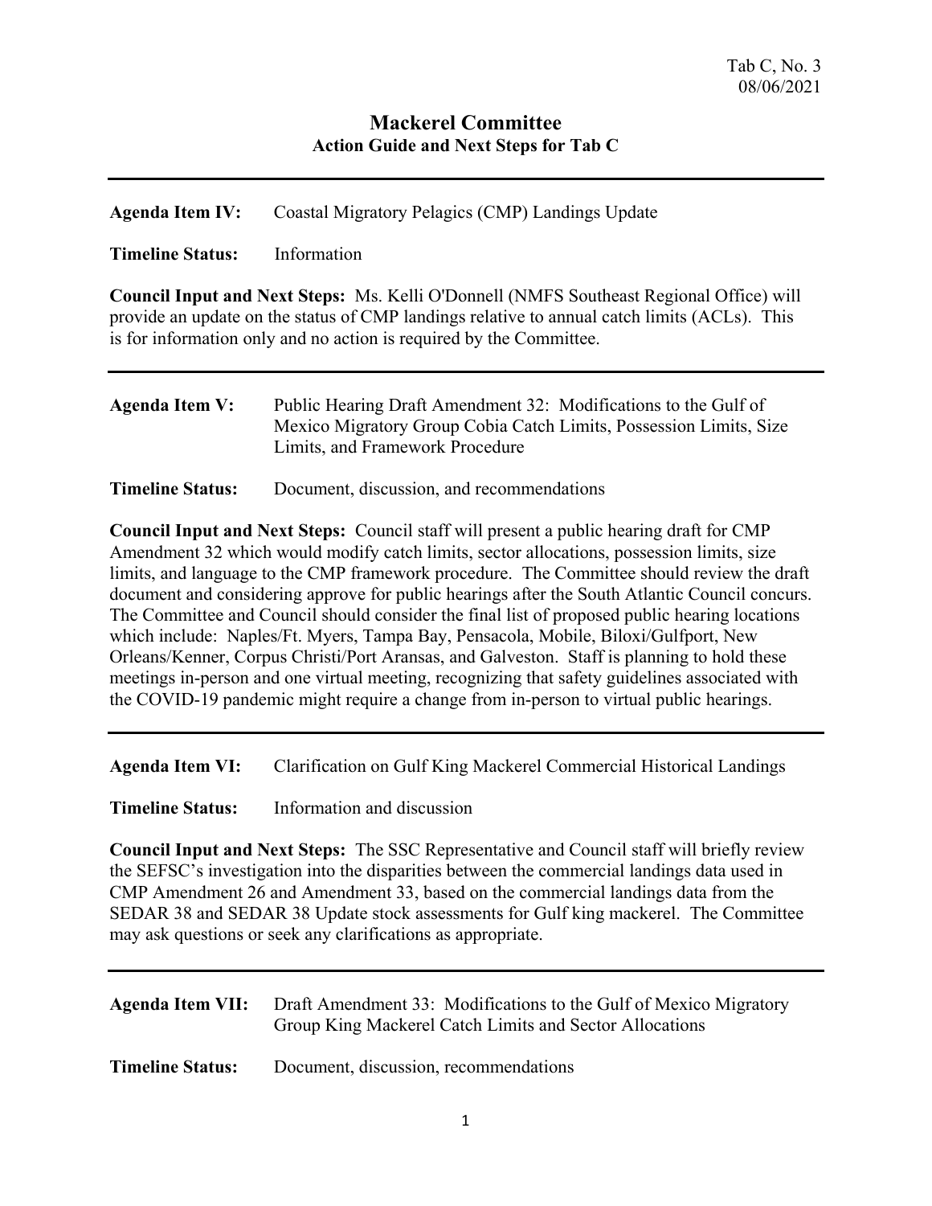Tab C, No. 3
08/06/2021

# Mackerel Committee
## Action Guide and Next Steps for Tab C

---

**Agenda Item IV:** Coastal Migratory Pelagics (CMP) Landings Update

**Timeline Status:** Information

**Council Input and Next Steps:** Ms. Kelli O'Donnell (NMFS Southeast Regional Office) will provide an update on the status of CMP landings relative to annual catch limits (ACLs). This is for information only and no action is required by the Committee.

---

**Agenda Item V:** Public Hearing Draft Amendment 32: Modifications to the Gulf of Mexico Migratory Group Cobia Catch Limits, Possession Limits, Size Limits, and Framework Procedure

**Timeline Status:** Document, discussion, and recommendations

**Council Input and Next Steps:** Council staff will present a public hearing draft for CMP Amendment 32 which would modify catch limits, sector allocations, possession limits, size limits, and language to the CMP framework procedure. The Committee should review the draft document and considering approve for public hearings after the South Atlantic Council concurs. The Committee and Council should consider the final list of proposed public hearing locations which include: Naples/Ft. Myers, Tampa Bay, Pensacola, Mobile, Biloxi/Gulfport, New Orleans/Kenner, Corpus Christi/Port Aransas, and Galveston. Staff is planning to hold these meetings in-person and one virtual meeting, recognizing that safety guidelines associated with the COVID-19 pandemic might require a change from in-person to virtual public hearings.

---

**Agenda Item VI:** Clarification on Gulf King Mackerel Commercial Historical Landings

**Timeline Status:** Information and discussion

**Council Input and Next Steps:** The SSC Representative and Council staff will briefly review the SEFSC's investigation into the disparities between the commercial landings data used in CMP Amendment 26 and Amendment 33, based on the commercial landings data from the SEDAR 38 and SEDAR 38 Update stock assessments for Gulf king mackerel. The Committee may ask questions or seek any clarifications as appropriate.

---

**Agenda Item VII:** Draft Amendment 33: Modifications to the Gulf of Mexico Migratory Group King Mackerel Catch Limits and Sector Allocations

**Timeline Status:** Document, discussion, recommendations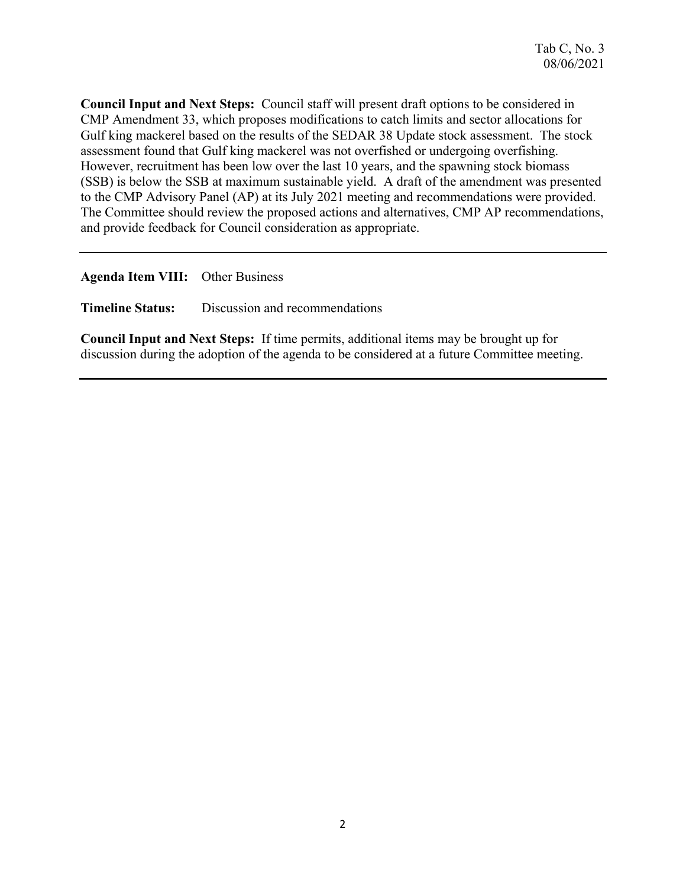**Council Input and Next Steps:** Council staff will present draft options to be considered in CMP Amendment 33, which proposes modifications to catch limits and sector allocations for Gulf king mackerel based on the results of the SEDAR 38 Update stock assessment. The stock assessment found that Gulf king mackerel was not overfished or undergoing overfishing. However, recruitment has been low over the last 10 years, and the spawning stock biomass (SSB) is below the SSB at maximum sustainable yield. A draft of the amendment was presented to the CMP Advisory Panel (AP) at its July 2021 meeting and recommendations were provided. The Committee should review the proposed actions and alternatives, CMP AP recommendations, and provide feedback for Council consideration as appropriate.

---

**Agenda Item VIII:** Other Business

**Timeline Status:** Discussion and recommendations

**Council Input and Next Steps:** If time permits, additional items may be brought up for discussion during the adoption of the agenda to be considered at a future Committee meeting.

---